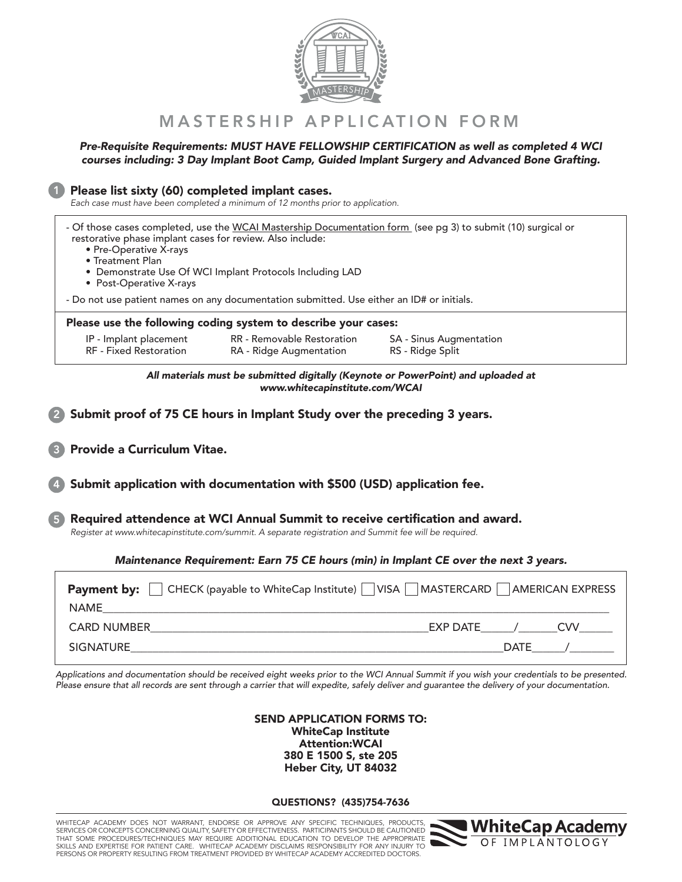# MASTERSHIP APPLICATION FORM

***Pre-Requisite Requirements: MUST HAVE FELLOWSHIP CERTIFICATION as well as completed 4 WCI courses including: 3 Day Implant Boot Camp, Guided Implant Surgery and Advanced Bone Grafting.***

## 1 Please list sixty (60) completed implant cases.

*Each case must have been completed a minimum of 12 months prior to application.*

- Of those cases completed, use the WCAI Mastership Documentation form (see pg 3) to submit (10) surgical or restorative phase implant cases for review. Also include:
  - Pre-Operative X-rays
  - Treatment Plan
  - Demonstrate Use Of WCI Implant Protocols Including LAD
  - Post-Operative X-rays
- Do not use patient names on any documentation submitted. Use either an ID# or initials.

**Please use the following coding system to describe your cases:**

| | | |
|---|---|---|
| IP - Implant placement | RR - Removable Restoration | SA - Sinus Augmentation |
| RF - Fixed Restoration | RA - Ridge Augmentation | RS - Ridge Split |

***All materials must be submitted digitally (Keynote or PowerPoint) and uploaded at www.whitecapinstitute.com/WCAI***

## 2 Submit proof of 75 CE hours in Implant Study over the preceding 3 years.

## 3 Provide a Curriculum Vitae.

## 4 Submit application with documentation with $500 (USD) application fee.

## 5 Required attendence at WCI Annual Summit to receive certification and award.

*Register at www.whitecapinstitute.com/summit. A separate registration and Summit fee will be required.*

***Maintenance Requirement: Earn 75 CE hours (min) in Implant CE over the next 3 years.***

**Payment by:** ☐ CHECK (payable to WhiteCap Institute) ☐ VISA ☐ MASTERCARD ☐ AMERICAN EXPRESS

NAME________________________________________________

CARD NUMBER____________________________ EXP DATE_____/_____ CVV_____

SIGNATURE______________________________________ DATE_____/_______

*Applications and documentation should be received eight weeks prior to the WCI Annual Summit if you wish your credentials to be presented. Please ensure that all records are sent through a carrier that will expedite, safely deliver and guarantee the delivery of your documentation.*

**SEND APPLICATION FORMS TO:**
**WhiteCap Institute**
**Attention:WCAI**
**380 E 1500 S, ste 205**
**Heber City, UT 84032**

**QUESTIONS? (435)754-7636**

WHITECAP ACADEMY DOES NOT WARRANT, ENDORSE OR APPROVE ANY SPECIFIC TECHNIQUES, PRODUCTS, SERVICES OR CONCEPTS CONCERNING QUALITY, SAFETY OR EFFECTIVENESS. PARTICIPANTS SHOULD BE CAUTIONED THAT SOME PROCEDURES/TECHNIQUES MAY REQUIRE ADDITIONAL EDUCATION TO DEVELOP THE APPROPRIATE SKILLS AND EXPERTISE FOR PATIENT CARE. WHITECAP ACADEMY DISCLAIMS RESPONSIBILITY FOR ANY INJURY TO PERSONS OR PROPERTY RESULTING FROM TREATMENT PROVIDED BY WHITECAP ACADEMY ACCREDITED DOCTORS.

**WhiteCap Academy** OF IMPLANTOLOGY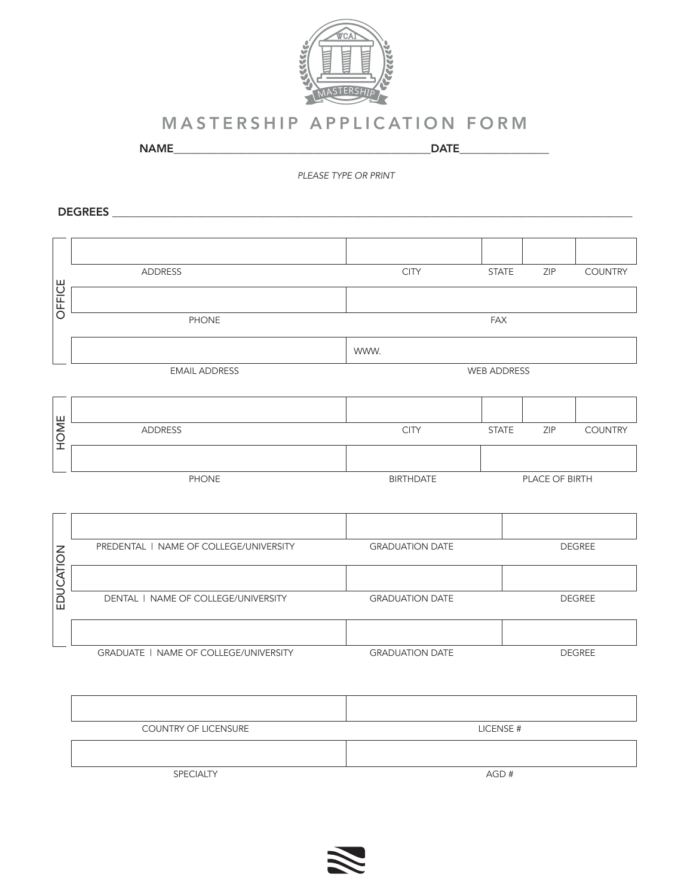# MASTERSHIP APPLICATION FORM

NAME________________________________________DATE______________

*PLEASE TYPE OR PRINT*

DEGREES ________________________________________________________________________________

**OFFICE**

| | | | | |
|---|---|---|---|---|
| | | | | |
| ADDRESS | CITY | STATE | ZIP | COUNTRY |

| | |
|---|---|
| | |
| PHONE | FAX |
| | WWW. |
| EMAIL ADDRESS | WEB ADDRESS |

**HOME**

| | | | | |
|---|---|---|---|---|
| | | | | |
| ADDRESS | CITY | STATE | ZIP | COUNTRY |

| | | |
|---|---|---|
| | | |
| PHONE | BIRTHDATE | PLACE OF BIRTH |

**EDUCATION**

| | | |
|---|---|---|
| | | |
| PREDENTAL \| NAME OF COLLEGE/UNIVERSITY | GRADUATION DATE | DEGREE |
| | | |
| DENTAL \| NAME OF COLLEGE/UNIVERSITY | GRADUATION DATE | DEGREE |
| | | |
| GRADUATE \| NAME OF COLLEGE/UNIVERSITY | GRADUATION DATE | DEGREE |

| | |
|---|---|
| | |
| COUNTRY OF LICENSURE | LICENSE # |
| | |
| SPECIALTY | AGD # |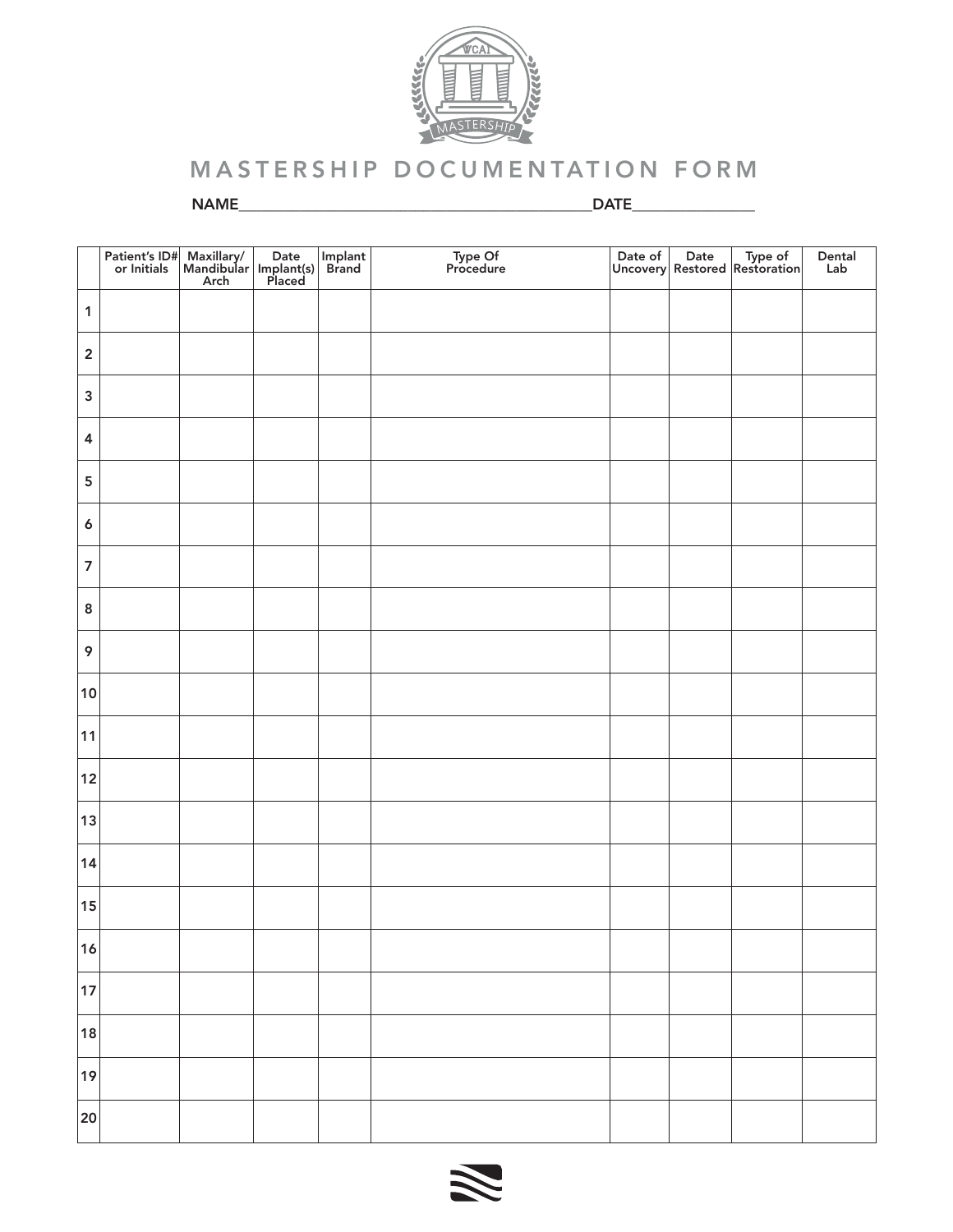# MASTERSHIP DOCUMENTATION FORM

NAME_______________________________________________DATE________________

| | Patient's ID# or Initials | Maxillary/ Mandibular Arch | Date Implant(s) Placed | Implant Brand | Type Of Procedure | Date of Uncovery | Date Restored | Type of Restoration | Dental Lab |
|---|---|---|---|---|---|---|---|---|---|
| 1 | | | | | | | | | |
| 2 | | | | | | | | | |
| 3 | | | | | | | | | |
| 4 | | | | | | | | | |
| 5 | | | | | | | | | |
| 6 | | | | | | | | | |
| 7 | | | | | | | | | |
| 8 | | | | | | | | | |
| 9 | | | | | | | | | |
| 10 | | | | | | | | | |
| 11 | | | | | | | | | |
| 12 | | | | | | | | | |
| 13 | | | | | | | | | |
| 14 | | | | | | | | | |
| 15 | | | | | | | | | |
| 16 | | | | | | | | | |
| 17 | | | | | | | | | |
| 18 | | | | | | | | | |
| 19 | | | | | | | | | |
| 20 | | | | | | | | | |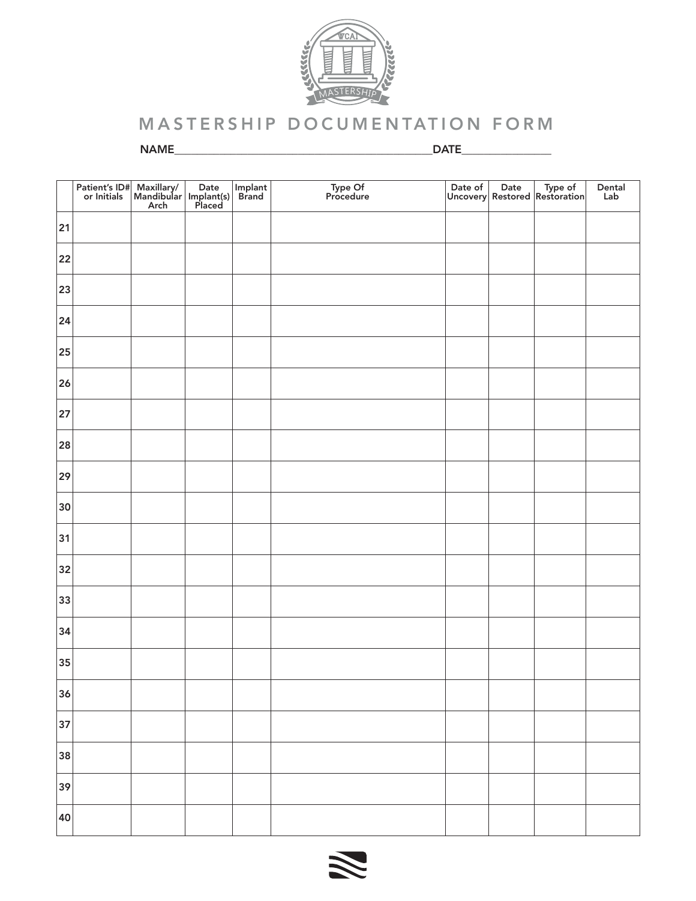# MASTERSHIP DOCUMENTATION FORM

NAME__________________________________________DATE_______________

| | Patient's ID# or Initials | Maxillary/ Mandibular Arch | Date Implant(s) Placed | Implant Brand | Type Of Procedure | Date of Uncovery | Date Restored | Type of Restoration | Dental Lab |
|---|---|---|---|---|---|---|---|---|---|
| 21 | | | | | | | | | |
| 22 | | | | | | | | | |
| 23 | | | | | | | | | |
| 24 | | | | | | | | | |
| 25 | | | | | | | | | |
| 26 | | | | | | | | | |
| 27 | | | | | | | | | |
| 28 | | | | | | | | | |
| 29 | | | | | | | | | |
| 30 | | | | | | | | | |
| 31 | | | | | | | | | |
| 32 | | | | | | | | | |
| 33 | | | | | | | | | |
| 34 | | | | | | | | | |
| 35 | | | | | | | | | |
| 36 | | | | | | | | | |
| 37 | | | | | | | | | |
| 38 | | | | | | | | | |
| 39 | | | | | | | | | |
| 40 | | | | | | | | | |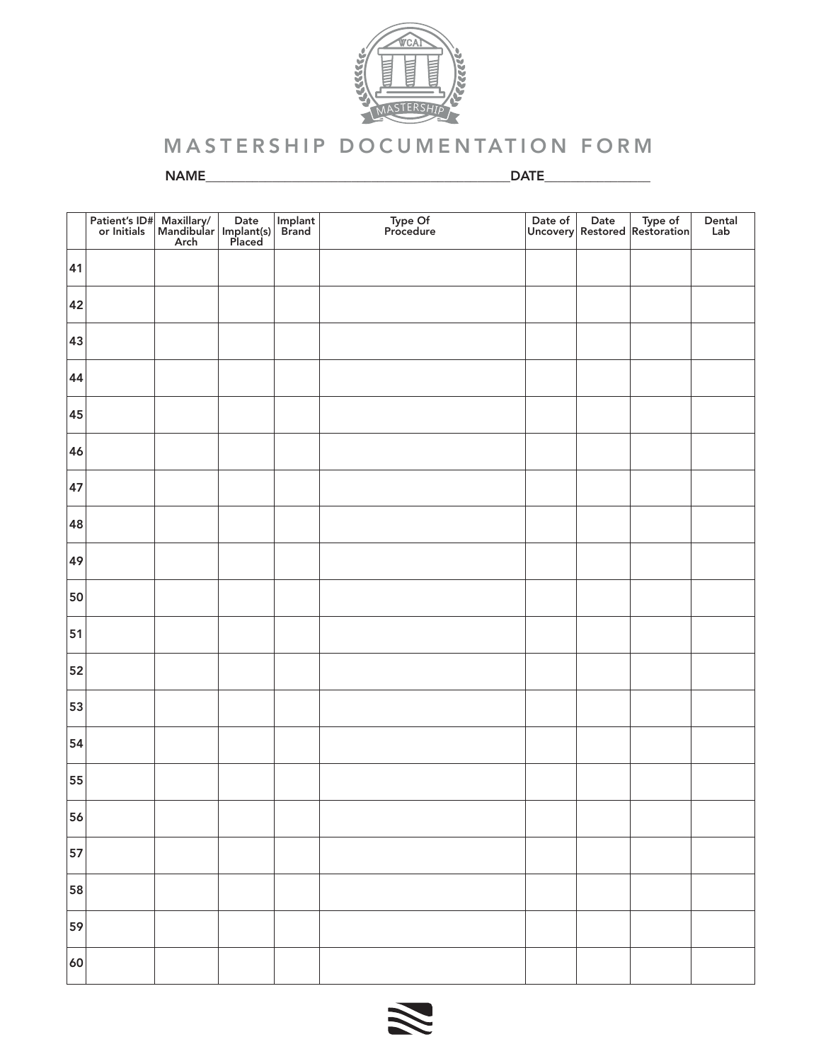# MASTERSHIP DOCUMENTATION FORM

NAME\_\_\_\_\_\_\_\_\_\_\_\_\_\_\_\_\_\_\_\_\_\_\_\_\_\_\_\_\_\_\_\_\_\_\_\_\_\_\_\_\_\_DATE\_\_\_\_\_\_\_\_\_\_\_\_\_\_\_

| | Patient's ID# or Initials | Maxillary/ Mandibular Arch | Date Implant(s) Placed | Implant Brand | Type Of Procedure | Date of Uncovery | Date Restored | Type of Restoration | Dental Lab |
|---|---|---|---|---|---|---|---|---|---|
| 41 | | | | | | | | | |
| 42 | | | | | | | | | |
| 43 | | | | | | | | | |
| 44 | | | | | | | | | |
| 45 | | | | | | | | | |
| 46 | | | | | | | | | |
| 47 | | | | | | | | | |
| 48 | | | | | | | | | |
| 49 | | | | | | | | | |
| 50 | | | | | | | | | |
| 51 | | | | | | | | | |
| 52 | | | | | | | | | |
| 53 | | | | | | | | | |
| 54 | | | | | | | | | |
| 55 | | | | | | | | | |
| 56 | | | | | | | | | |
| 57 | | | | | | | | | |
| 58 | | | | | | | | | |
| 59 | | | | | | | | | |
| 60 | | | | | | | | | |